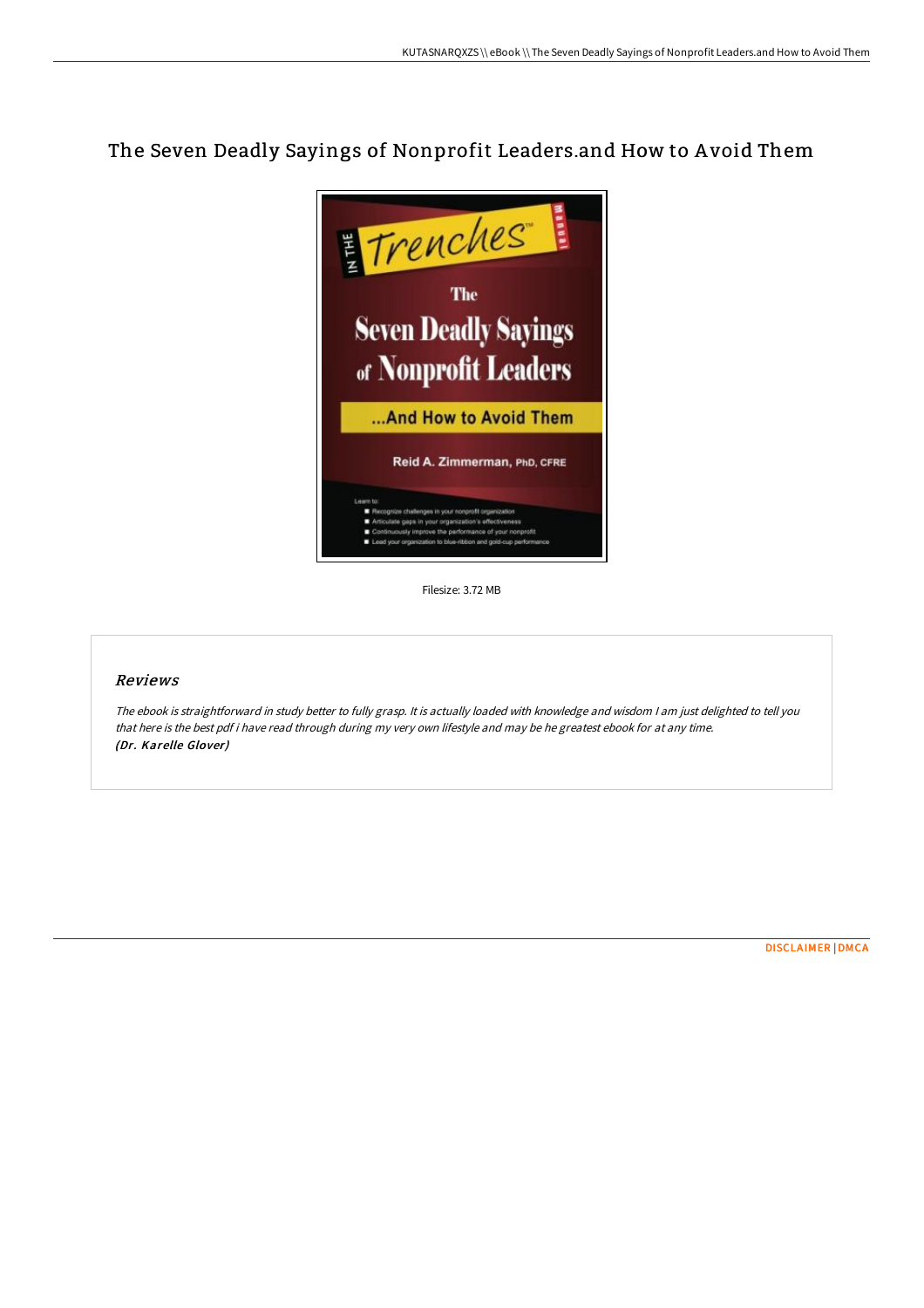# The Seven Deadly Sayings of Nonprofit Leaders.and How to Avoid Them

Filesize: 3.72 MB

## Reviews

*The ebook is straightforward in study better to fully grasp. It is actually loaded with knowledge and wisdom I am just delighted to tell you that here is the best pdf i have read through during my very own lifestyle and may be he greatest ebook for at any time.*
***(Dr. Karelle Glover)***

DISCLAIMER | DMCA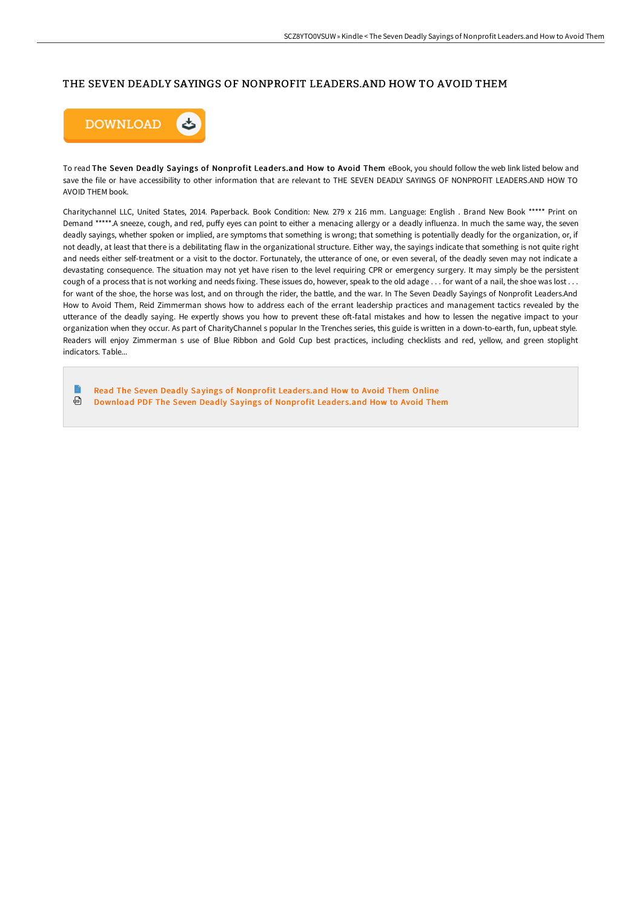# THE SEVEN DEADLY SAYINGS OF NONPROFIT LEADERS.AND HOW TO AVOID THEM

DOWNLOAD

To read **The Seven Deadly Sayings of Nonprofit Leaders.and How to Avoid Them** eBook, you should follow the web link listed below and save the file or have accessibility to other information that are relevant to THE SEVEN DEADLY SAYINGS OF NONPROFIT LEADERS.AND HOW TO AVOID THEM book.

Charitychannel LLC, United States, 2014. Paperback. Book Condition: New. 279 x 216 mm. Language: English . Brand New Book ***** Print on Demand *****.A sneeze, cough, and red, puffy eyes can point to either a menacing allergy or a deadly influenza. In much the same way, the seven deadly sayings, whether spoken or implied, are symptoms that something is wrong; that something is potentially deadly for the organization, or, if not deadly, at least that there is a debilitating flaw in the organizational structure. Either way, the sayings indicate that something is not quite right and needs either self-treatment or a visit to the doctor. Fortunately, the utterance of one, or even several, of the deadly seven may not indicate a devastating consequence. The situation may not yet have risen to the level requiring CPR or emergency surgery. It may simply be the persistent cough of a process that is not working and needs fixing. These issues do, however, speak to the old adage . . . for want of a nail, the shoe was lost . . . for want of the shoe, the horse was lost, and on through the rider, the battle, and the war. In The Seven Deadly Sayings of Nonprofit Leaders.And How to Avoid Them, Reid Zimmerman shows how to address each of the errant leadership practices and management tactics revealed by the utterance of the deadly saying. He expertly shows you how to prevent these oft-fatal mistakes and how to lessen the negative impact to your organization when they occur. As part of CharityChannel s popular In the Trenches series, this guide is written in a down-to-earth, fun, upbeat style. Readers will enjoy Zimmerman s use of Blue Ribbon and Gold Cup best practices, including checklists and red, yellow, and green stoplight indicators. Table...

- Read The Seven Deadly Sayings of Nonprofit Leaders.and How to Avoid Them Online
- Download PDF The Seven Deadly Sayings of Nonprofit Leaders.and How to Avoid Them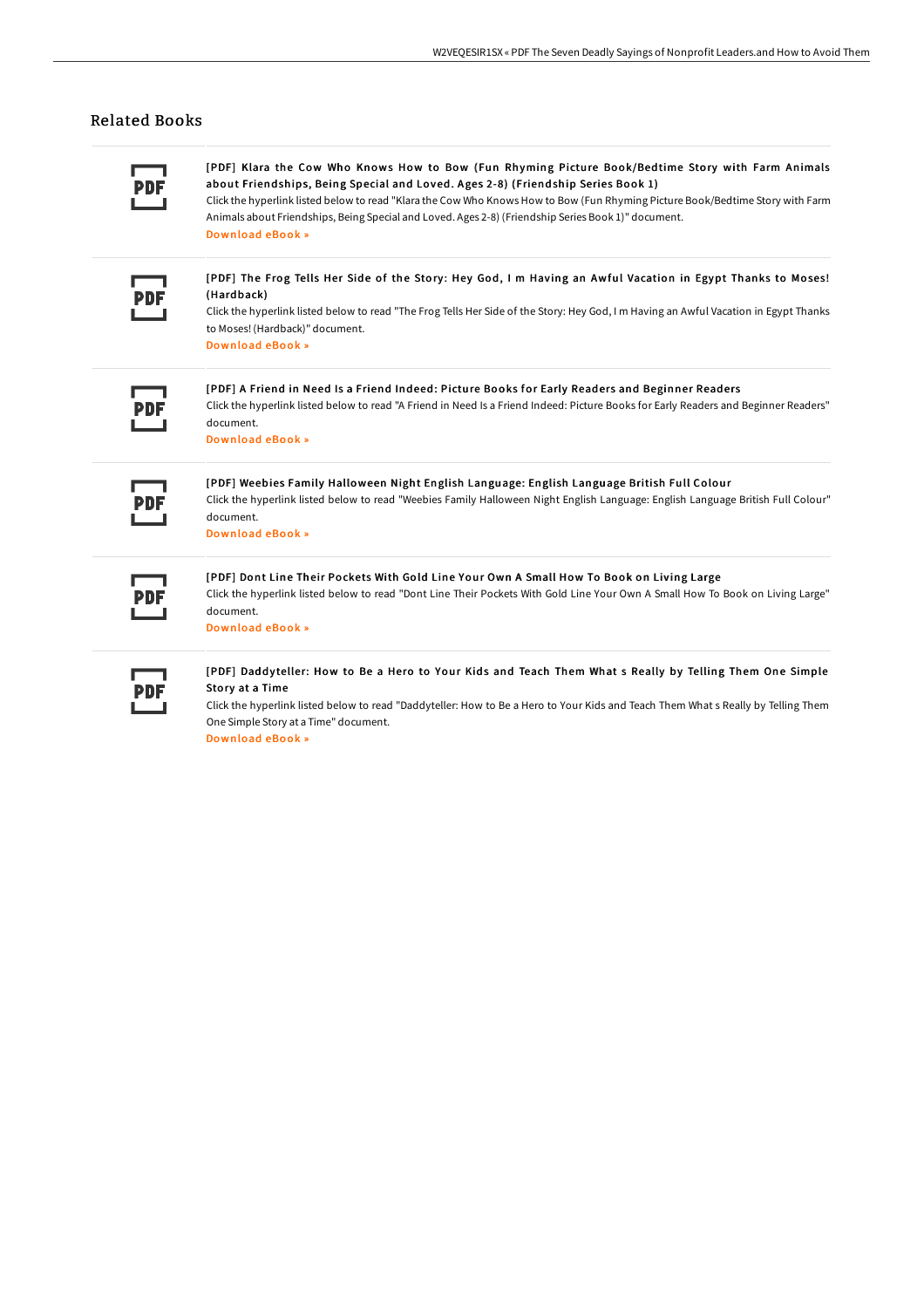## Related Books

**[PDF] Klara the Cow Who Knows How to Bow (Fun Rhyming Picture Book/Bedtime Story with Farm Animals about Friendships, Being Special and Loved. Ages 2-8) (Friendship Series Book 1)**

Click the hyperlink listed below to read "Klara the Cow Who Knows How to Bow (Fun Rhyming Picture Book/Bedtime Story with Farm Animals about Friendships, Being Special and Loved. Ages 2-8) (Friendship Series Book 1)" document.

Download eBook »

**[PDF] The Frog Tells Her Side of the Story: Hey God, I m Having an Awful Vacation in Egypt Thanks to Moses! (Hardback)**

Click the hyperlink listed below to read "The Frog Tells Her Side of the Story: Hey God, I m Having an Awful Vacation in Egypt Thanks to Moses! (Hardback)" document.

Download eBook »

**[PDF] A Friend in Need Is a Friend Indeed: Picture Books for Early Readers and Beginner Readers**

Click the hyperlink listed below to read "A Friend in Need Is a Friend Indeed: Picture Books for Early Readers and Beginner Readers" document.

Download eBook »

**[PDF] Weebies Family Halloween Night English Language: English Language British Full Colour**

Click the hyperlink listed below to read "Weebies Family Halloween Night English Language: English Language British Full Colour" document.

Download eBook »

**[PDF] Dont Line Their Pockets With Gold Line Your Own A Small How To Book on Living Large**

Click the hyperlink listed below to read "Dont Line Their Pockets With Gold Line Your Own A Small How To Book on Living Large" document.

Download eBook »

**[PDF] Daddyteller: How to Be a Hero to Your Kids and Teach Them What s Really by Telling Them One Simple Story at a Time**

Click the hyperlink listed below to read "Daddyteller: How to Be a Hero to Your Kids and Teach Them What s Really by Telling Them One Simple Story at a Time" document.

Download eBook »